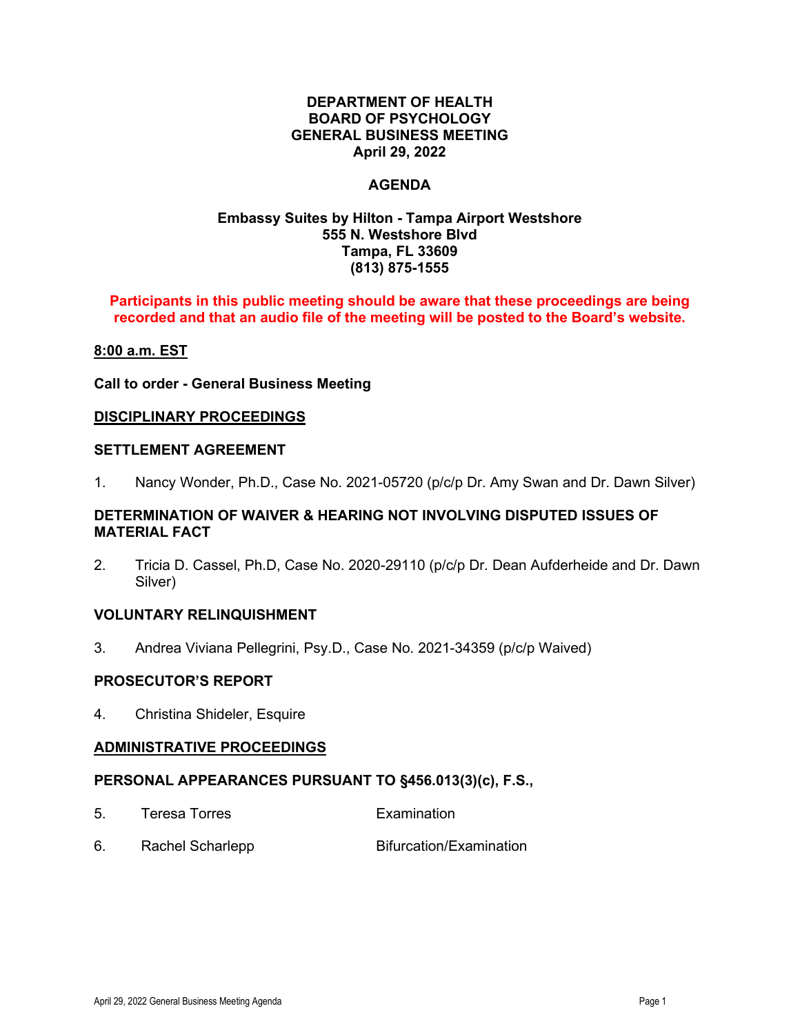**DEPARTMENT OF HEALTH**
**BOARD OF PSYCHOLOGY**
**GENERAL BUSINESS MEETING**
**April 29, 2022**

**AGENDA**

**Embassy Suites by Hilton - Tampa Airport Westshore**
**555 N. Westshore Blvd**
**Tampa, FL 33609**
**(813) 875-1555**

**Participants in this public meeting should be aware that these proceedings are being recorded and that an audio file of the meeting will be posted to the Board's website.**

**8:00 a.m. EST**

**Call to order - General Business Meeting**

**DISCIPLINARY PROCEEDINGS**

**SETTLEMENT AGREEMENT**

1. Nancy Wonder, Ph.D., Case No. 2021-05720 (p/c/p Dr. Amy Swan and Dr. Dawn Silver)

**DETERMINATION OF WAIVER & HEARING NOT INVOLVING DISPUTED ISSUES OF MATERIAL FACT**

2. Tricia D. Cassel, Ph.D, Case No. 2020-29110 (p/c/p Dr. Dean Aufderheide and Dr. Dawn Silver)

**VOLUNTARY RELINQUISHMENT**

3. Andrea Viviana Pellegrini, Psy.D., Case No. 2021-34359 (p/c/p Waived)

**PROSECUTOR'S REPORT**

4. Christina Shideler, Esquire

**ADMINISTRATIVE PROCEEDINGS**

**PERSONAL APPEARANCES PURSUANT TO §456.013(3)(c), F.S.,**

5. Teresa Torres — Examination
6. Rachel Scharlepp — Bifurcation/Examination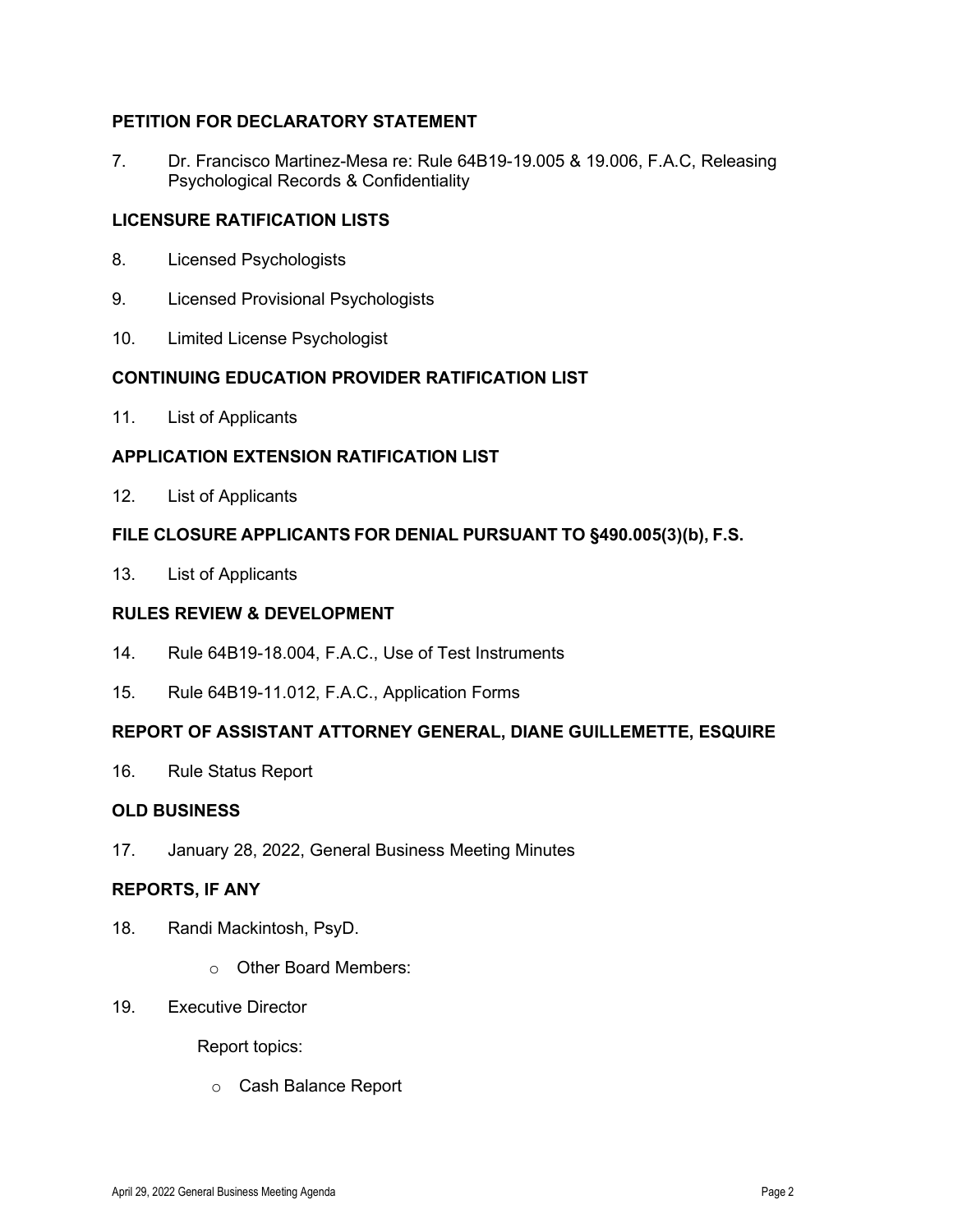## PETITION FOR DECLARATORY STATEMENT

7. Dr. Francisco Martinez-Mesa re: Rule 64B19-19.005 & 19.006, F.A.C, Releasing Psychological Records & Confidentiality

## LICENSURE RATIFICATION LISTS

8. Licensed Psychologists

9. Licensed Provisional Psychologists

10. Limited License Psychologist

## CONTINUING EDUCATION PROVIDER RATIFICATION LIST

11. List of Applicants

## APPLICATION EXTENSION RATIFICATION LIST

12. List of Applicants

## FILE CLOSURE APPLICANTS FOR DENIAL PURSUANT TO §490.005(3)(b), F.S.

13. List of Applicants

## RULES REVIEW & DEVELOPMENT

14. Rule 64B19-18.004, F.A.C., Use of Test Instruments

15. Rule 64B19-11.012, F.A.C., Application Forms

## REPORT OF ASSISTANT ATTORNEY GENERAL, DIANE GUILLEMETTE, ESQUIRE

16. Rule Status Report

## OLD BUSINESS

17. January 28, 2022, General Business Meeting Minutes

## REPORTS, IF ANY

18. Randi Mackintosh, PsyD.

    - Other Board Members:

19. Executive Director

    Report topics:

    - Cash Balance Report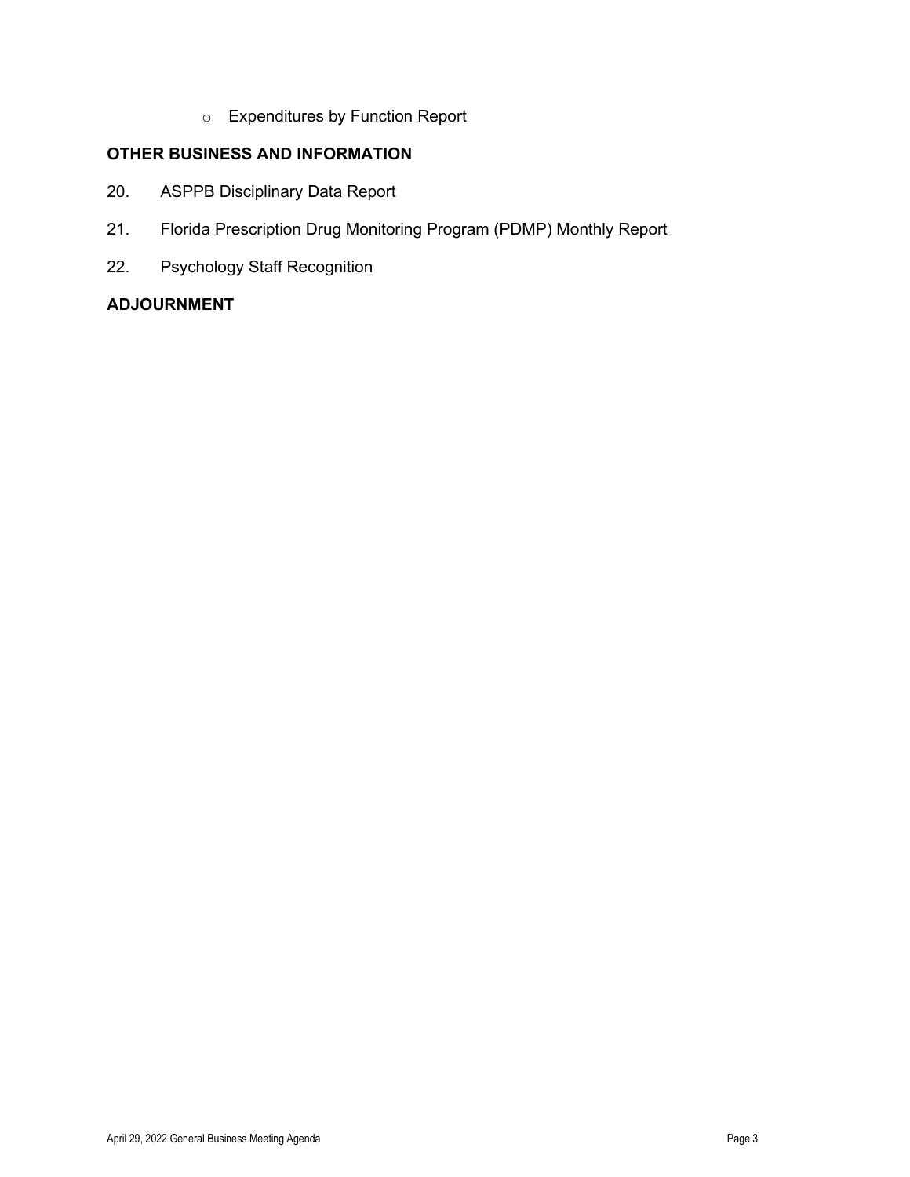- Expenditures by Function Report

**OTHER BUSINESS AND INFORMATION**

20. ASPPB Disciplinary Data Report

21. Florida Prescription Drug Monitoring Program (PDMP) Monthly Report

22. Psychology Staff Recognition

**ADJOURNMENT**